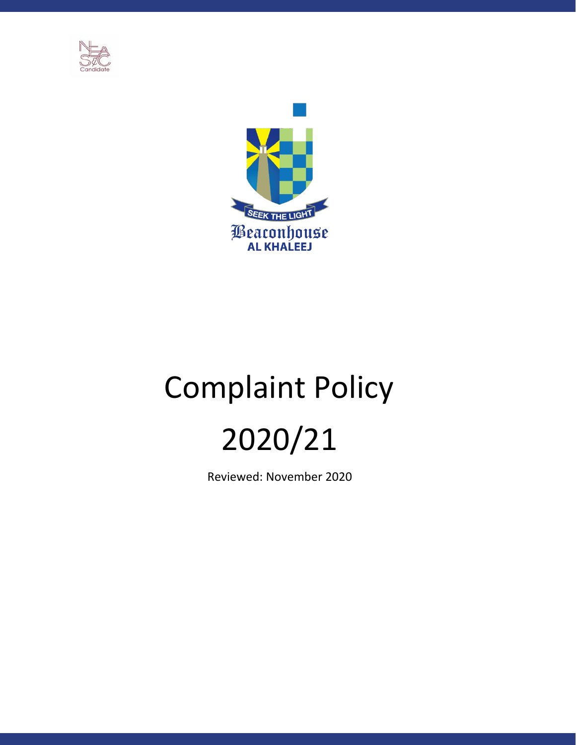NEASC Candidate

SEEK THE LIGHT

Beaconhouse

AL KHALEEJ

# Complaint Policy

# 2020/21

Reviewed: November 2020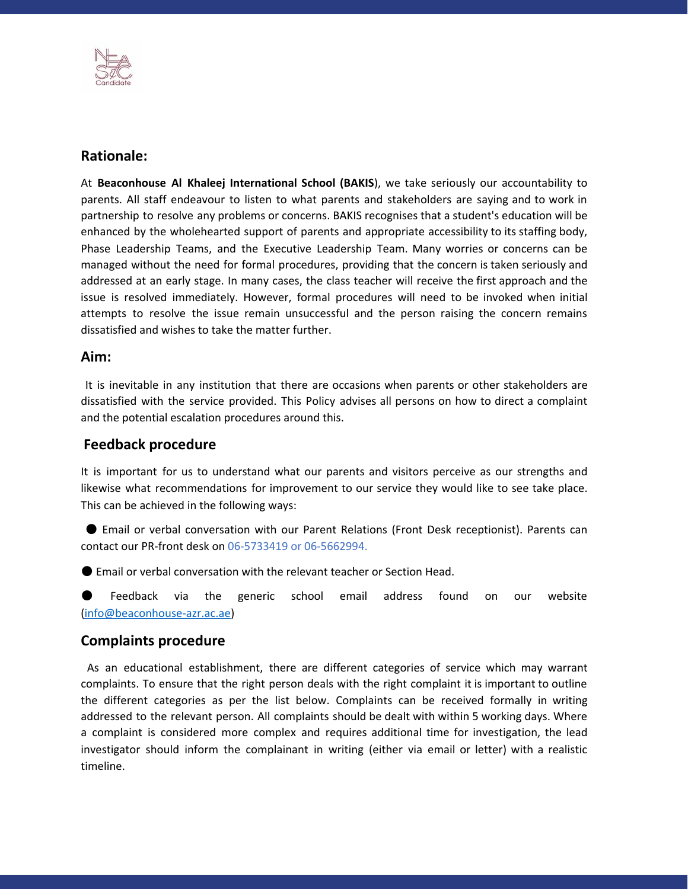## Rationale:

At **Beaconhouse Al Khaleej International School (BAKIS**), we take seriously our accountability to parents. All staff endeavour to listen to what parents and stakeholders are saying and to work in partnership to resolve any problems or concerns. BAKIS recognises that a student's education will be enhanced by the wholehearted support of parents and appropriate accessibility to its staffing body, Phase Leadership Teams, and the Executive Leadership Team. Many worries or concerns can be managed without the need for formal procedures, providing that the concern is taken seriously and addressed at an early stage. In many cases, the class teacher will receive the first approach and the issue is resolved immediately. However, formal procedures will need to be invoked when initial attempts to resolve the issue remain unsuccessful and the person raising the concern remains dissatisfied and wishes to take the matter further.

## Aim:

It is inevitable in any institution that there are occasions when parents or other stakeholders are dissatisfied with the service provided. This Policy advises all persons on how to direct a complaint and the potential escalation procedures around this.

## Feedback procedure

It is important for us to understand what our parents and visitors perceive as our strengths and likewise what recommendations for improvement to our service they would like to see take place. This can be achieved in the following ways:

- Email or verbal conversation with our Parent Relations (Front Desk receptionist). Parents can contact our PR-front desk on 06-5733419 or 06-5662994.
- Email or verbal conversation with the relevant teacher or Section Head.
- Feedback via the generic school email address found on our website (info@beaconhouse-azr.ac.ae)

## Complaints procedure

As an educational establishment, there are different categories of service which may warrant complaints. To ensure that the right person deals with the right complaint it is important to outline the different categories as per the list below. Complaints can be received formally in writing addressed to the relevant person. All complaints should be dealt with within 5 working days. Where a complaint is considered more complex and requires additional time for investigation, the lead investigator should inform the complainant in writing (either via email or letter) with a realistic timeline.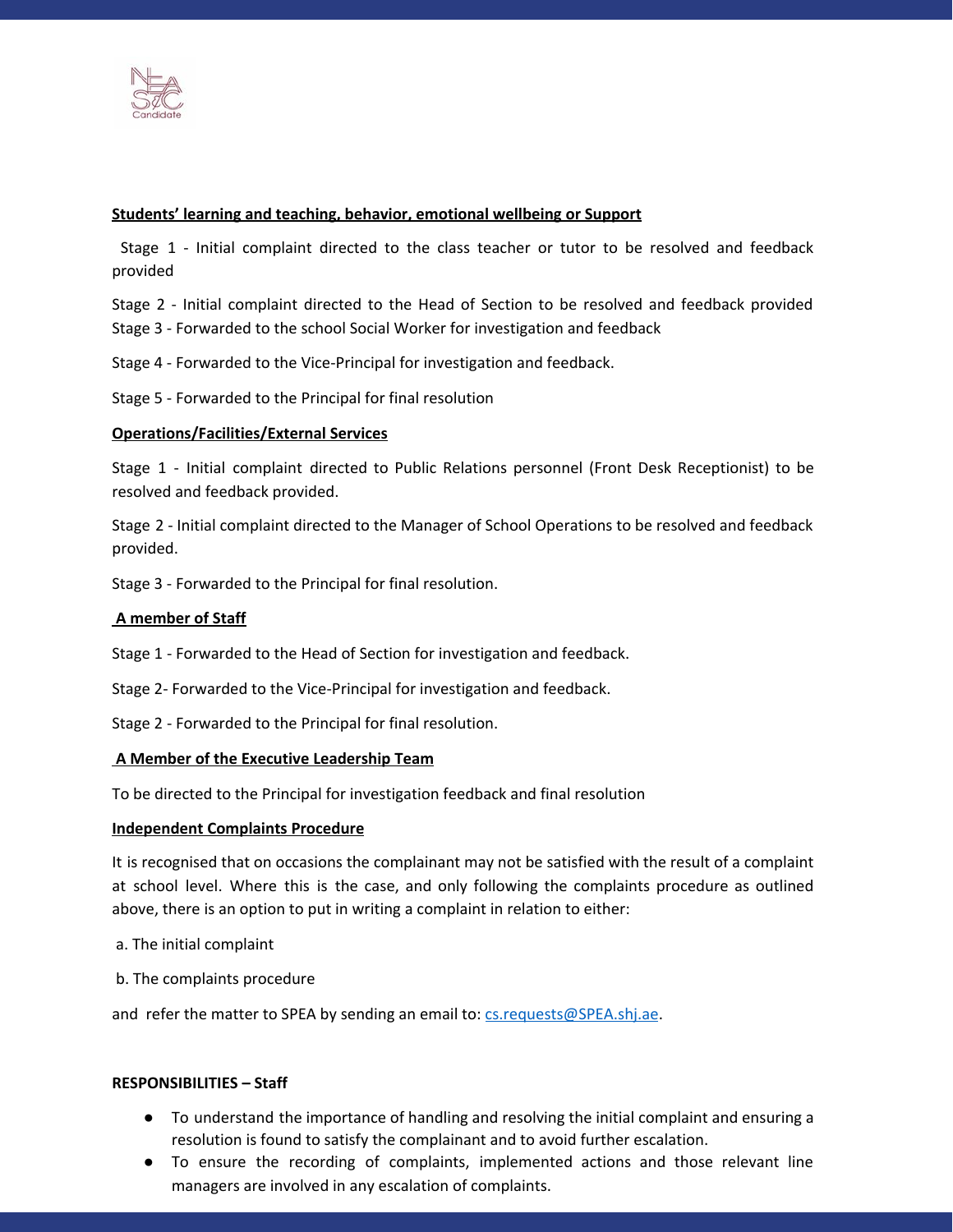**Students' learning and teaching, behavior, emotional wellbeing or Support**

Stage 1 - Initial complaint directed to the class teacher or tutor to be resolved and feedback provided

Stage 2 - Initial complaint directed to the Head of Section to be resolved and feedback provided
Stage 3 - Forwarded to the school Social Worker for investigation and feedback

Stage 4 - Forwarded to the Vice-Principal for investigation and feedback.

Stage 5 - Forwarded to the Principal for final resolution

**Operations/Facilities/External Services**

Stage 1 - Initial complaint directed to Public Relations personnel (Front Desk Receptionist) to be resolved and feedback provided.

Stage 2 - Initial complaint directed to the Manager of School Operations to be resolved and feedback provided.

Stage 3 - Forwarded to the Principal for final resolution.

**A member of Staff**

Stage 1 - Forwarded to the Head of Section for investigation and feedback.

Stage 2- Forwarded to the Vice-Principal for investigation and feedback.

Stage 2 - Forwarded to the Principal for final resolution.

**A Member of the Executive Leadership Team**

To be directed to the Principal for investigation feedback and final resolution

**Independent Complaints Procedure**

It is recognised that on occasions the complainant may not be satisfied with the result of a complaint at school level. Where this is the case, and only following the complaints procedure as outlined above, there is an option to put in writing a complaint in relation to either:

a. The initial complaint

b. The complaints procedure

and refer the matter to SPEA by sending an email to: cs.requests@SPEA.shj.ae.

**RESPONSIBILITIES – Staff**

- To understand the importance of handling and resolving the initial complaint and ensuring a resolution is found to satisfy the complainant and to avoid further escalation.
- To ensure the recording of complaints, implemented actions and those relevant line managers are involved in any escalation of complaints.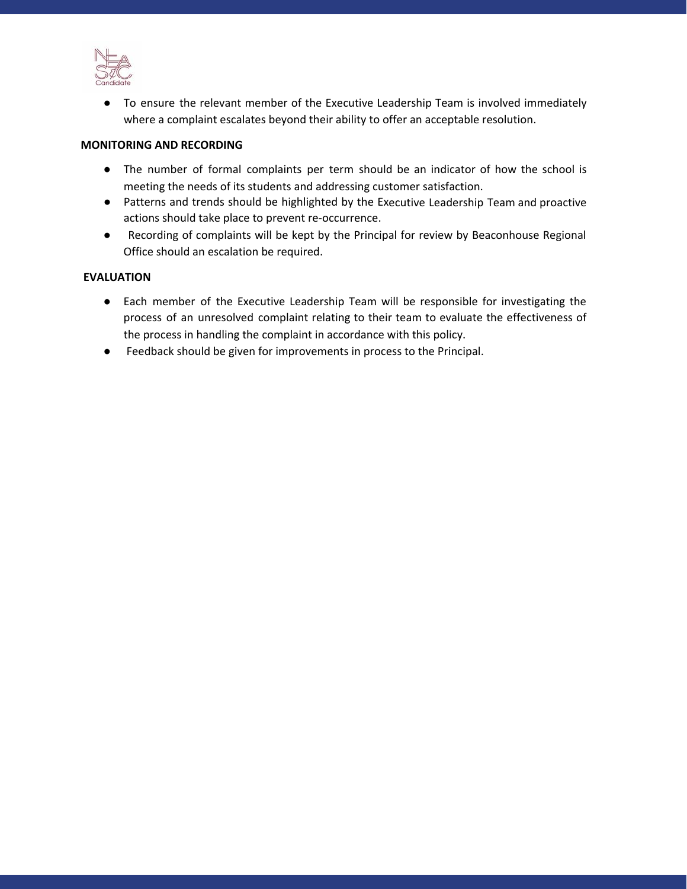- To ensure the relevant member of the Executive Leadership Team is involved immediately where a complaint escalates beyond their ability to offer an acceptable resolution.

**MONITORING AND RECORDING**

- The number of formal complaints per term should be an indicator of how the school is meeting the needs of its students and addressing customer satisfaction.
- Patterns and trends should be highlighted by the Executive Leadership Team and proactive actions should take place to prevent re-occurrence.
- Recording of complaints will be kept by the Principal for review by Beaconhouse Regional Office should an escalation be required.

**EVALUATION**

- Each member of the Executive Leadership Team will be responsible for investigating the process of an unresolved complaint relating to their team to evaluate the effectiveness of the process in handling the complaint in accordance with this policy.
- Feedback should be given for improvements in process to the Principal.